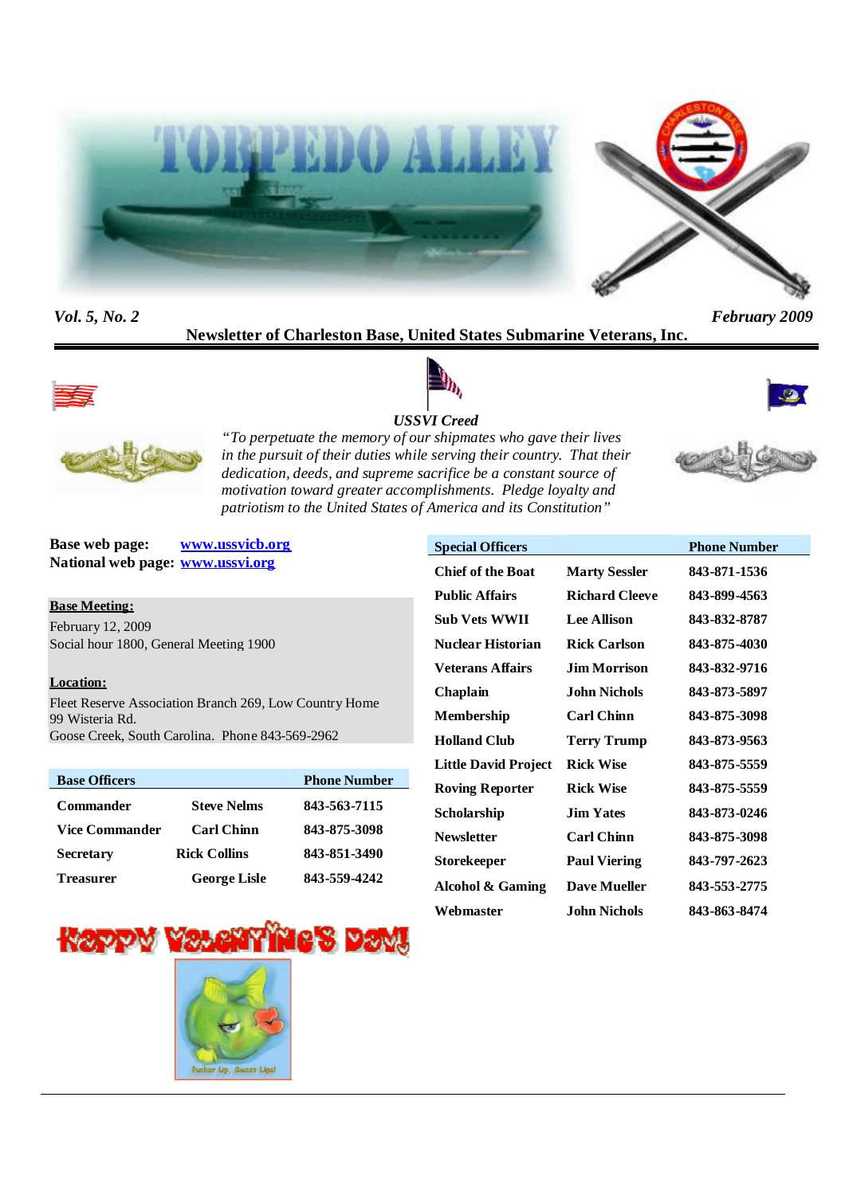# TORPEDO ALLEY

*Vol. 5, No. 2* *February 2009*

**Newsletter of Charleston Base, United States Submarine Veterans, Inc.**

***USSVI Creed***

*"To perpetuate the memory of our shipmates who gave their lives in the pursuit of their duties while serving their country. That their dedication, deeds, and supreme sacrifice be a constant source of motivation toward greater accomplishments. Pledge loyalty and patriotism to the United States of America and its Constitution"*

**Base web page:** www.ussvicb.org
**National web page:** www.ussvi.org

**Base Meeting:**
February 12, 2009
Social hour 1800, General Meeting 1900

**Location:**
Fleet Reserve Association Branch 269, Low Country Home
99 Wisteria Rd.
Goose Creek, South Carolina. Phone 843-569-2962

| Base Officers | | Phone Number |
|---|---|---|
| Commander | Steve Nelms | 843-563-7115 |
| Vice Commander | Carl Chinn | 843-875-3098 |
| Secretary | Rick Collins | 843-851-3490 |
| Treasurer | George Lisle | 843-559-4242 |

| Special Officers | | Phone Number |
|---|---|---|
| Chief of the Boat | Marty Sessler | 843-871-1536 |
| Public Affairs | Richard Cleeve | 843-899-4563 |
| Sub Vets WWII | Lee Allison | 843-832-8787 |
| Nuclear Historian | Rick Carlson | 843-875-4030 |
| Veterans Affairs | Jim Morrison | 843-832-9716 |
| Chaplain | John Nichols | 843-873-5897 |
| Membership | Carl Chinn | 843-875-3098 |
| Holland Club | Terry Trump | 843-873-9563 |
| Little David Project | Rick Wise | 843-875-5559 |
| Roving Reporter | Rick Wise | 843-875-5559 |
| Scholarship | Jim Yates | 843-873-0246 |
| Newsletter | Carl Chinn | 843-875-3098 |
| Storekeeper | Paul Viering | 843-797-2623 |
| Alcohol & Gaming | Dave Mueller | 843-553-2775 |
| Webmaster | John Nichols | 843-863-8474 |

HAPPY VALENTINE'S DAY!

Pucker Up, Sweet Lips!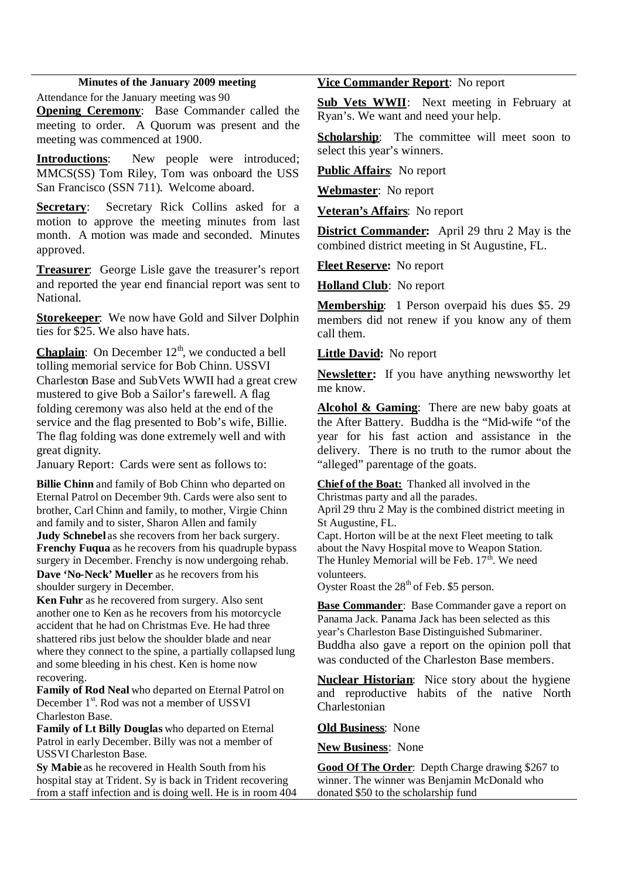## Minutes of the January 2009 meeting

Attendance for the January meeting was 90

**Opening Ceremony**: Base Commander called the meeting to order. A Quorum was present and the meeting was commenced at 1900.

**Introductions**: New people were introduced; MMCS(SS) Tom Riley, Tom was onboard the USS San Francisco (SSN 711). Welcome aboard.

**Secretary**: Secretary Rick Collins asked for a motion to approve the meeting minutes from last month. A motion was made and seconded. Minutes approved.

**Treasurer**: George Lisle gave the treasurer's report and reported the year end financial report was sent to National.

**Storekeeper**: We now have Gold and Silver Dolphin ties for $25. We also have hats.

**Chaplain**: On December 12th, we conducted a bell tolling memorial service for Bob Chinn. USSVI Charleston Base and SubVets WWII had a great crew mustered to give Bob a Sailor's farewell. A flag folding ceremony was also held at the end of the service and the flag presented to Bob's wife, Billie. The flag folding was done extremely well and with great dignity.

January Report: Cards were sent as follows to:

**Billie Chinn** and family of Bob Chinn who departed on Eternal Patrol on December 9th. Cards were also sent to brother, Carl Chinn and family, to mother, Virgie Chinn and family and to sister, Sharon Allen and family

**Judy Schnebel** as she recovers from her back surgery.

**Frenchy Fuqua** as he recovers from his quadruple bypass surgery in December. Frenchy is now undergoing rehab.

**Dave 'No-Neck' Mueller** as he recovers from his shoulder surgery in December.

**Ken Fuhr** as he recovered from surgery. Also sent another one to Ken as he recovers from his motorcycle accident that he had on Christmas Eve. He had three shattered ribs just below the shoulder blade and near where they connect to the spine, a partially collapsed lung and some bleeding in his chest. Ken is home now recovering.

**Family of Rod Neal** who departed on Eternal Patrol on December 1st. Rod was not a member of USSVI Charleston Base.

**Family of Lt Billy Douglas** who departed on Eternal Patrol in early December. Billy was not a member of USSVI Charleston Base.

**Sy Mabie** as he recovered in Health South from his hospital stay at Trident. Sy is back in Trident recovering from a staff infection and is doing well. He is in room 404

**Vice Commander Report**: No report

**Sub Vets WWII**: Next meeting in February at Ryan's. We want and need your help.

**Scholarship**: The committee will meet soon to select this year's winners.

**Public Affairs**: No report

**Webmaster**: No report

**Veteran's Affairs**: No report

**District Commander:** April 29 thru 2 May is the combined district meeting in St Augustine, FL.

**Fleet Reserve:** No report

**Holland Club**: No report

**Membership**: 1 Person overpaid his dues $5. 29 members did not renew if you know any of them call them.

**Little David:** No report

**Newsletter:** If you have anything newsworthy let me know.

**Alcohol & Gaming**: There are new baby goats at the After Battery. Buddha is the "Mid-wife "of the year for his fast action and assistance in the delivery. There is no truth to the rumor about the "alleged" parentage of the goats.

**Chief of the Boat:** Thanked all involved in the Christmas party and all the parades.

April 29 thru 2 May is the combined district meeting in St Augustine, FL.

Capt. Horton will be at the next Fleet meeting to talk about the Navy Hospital move to Weapon Station.

The Hunley Memorial will be Feb. 17th. We need volunteers.

Oyster Roast the 28th of Feb. $5 person.

**Base Commander**: Base Commander gave a report on Panama Jack. Panama Jack has been selected as this year's Charleston Base Distinguished Submariner. Buddha also gave a report on the opinion poll that was conducted of the Charleston Base members.

**Nuclear Historian**: Nice story about the hygiene and reproductive habits of the native North Charlestonian

**Old Business**: None

**New Business**: None

**Good Of The Order**: Depth Charge drawing $267 to winner. The winner was Benjamin McDonald who donated $50 to the scholarship fund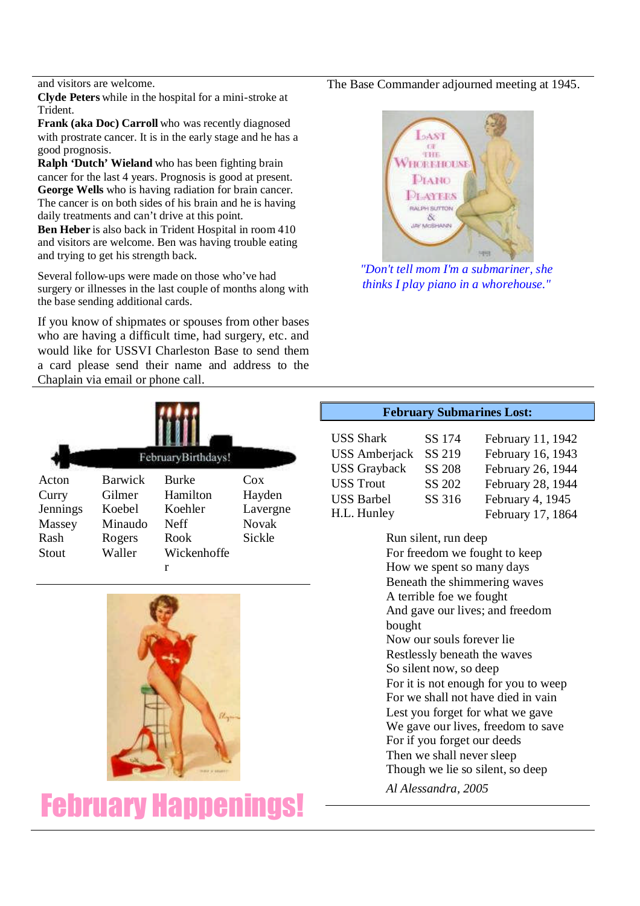and visitors are welcome.

**Clyde Peters** while in the hospital for a mini-stroke at Trident.

**Frank (aka Doc) Carroll** who was recently diagnosed with prostrate cancer. It is in the early stage and he has a good prognosis.

**Ralph 'Dutch' Wieland** who has been fighting brain cancer for the last 4 years. Prognosis is good at present.

**George Wells** who is having radiation for brain cancer. The cancer is on both sides of his brain and he is having daily treatments and can't drive at this point.

**Ben Heber** is also back in Trident Hospital in room 410 and visitors are welcome. Ben was having trouble eating and trying to get his strength back.

Several follow-ups were made on those who've had surgery or illnesses in the last couple of months along with the base sending additional cards.

If you know of shipmates or spouses from other bases who are having a difficult time, had surgery, etc. and would like for USSVI Charleston Base to send them a card please send their name and address to the Chaplain via email or phone call.

The Base Commander adjourned meeting at 1945.

*"Don't tell mom I'm a submariner, she thinks I play piano in a whorehouse."*

February Birthdays!

| | | | |
|---|---|---|---|
| Acton | Barwick | Burke | Cox |
| Curry | Gilmer | Hamilton | Hayden |
| Jennings | Koebel | Koehler | Lavergne |
| Massey | Minaudo | Neff | Novak |
| Rash | Rogers | Rook | Sickle |
| Stout | Waller | Wickenhoffer | |

**February Submarines Lost:**

| | | |
|---|---|---|
| USS Shark | SS 174 | February 11, 1942 |
| USS Amberjack | SS 219 | February 16, 1943 |
| USS Grayback | SS 208 | February 26, 1944 |
| USS Trout | SS 202 | February 28, 1944 |
| USS Barbel | SS 316 | February 4, 1945 |
| H.L. Hunley | | February 17, 1864 |

Run silent, run deep
For freedom we fought to keep
How we spent so many days
Beneath the shimmering waves
A terrible foe we fought
And gave our lives; and freedom bought
Now our souls forever lie
Restlessly beneath the waves
So silent now, so deep
For it is not enough for you to weep
For we shall not have died in vain
Lest you forget for what we gave
We gave our lives, freedom to save
For if you forget our deeds
Then we shall never sleep
Though we lie so silent, so deep

*Al Alessandra, 2005*

# February Happenings!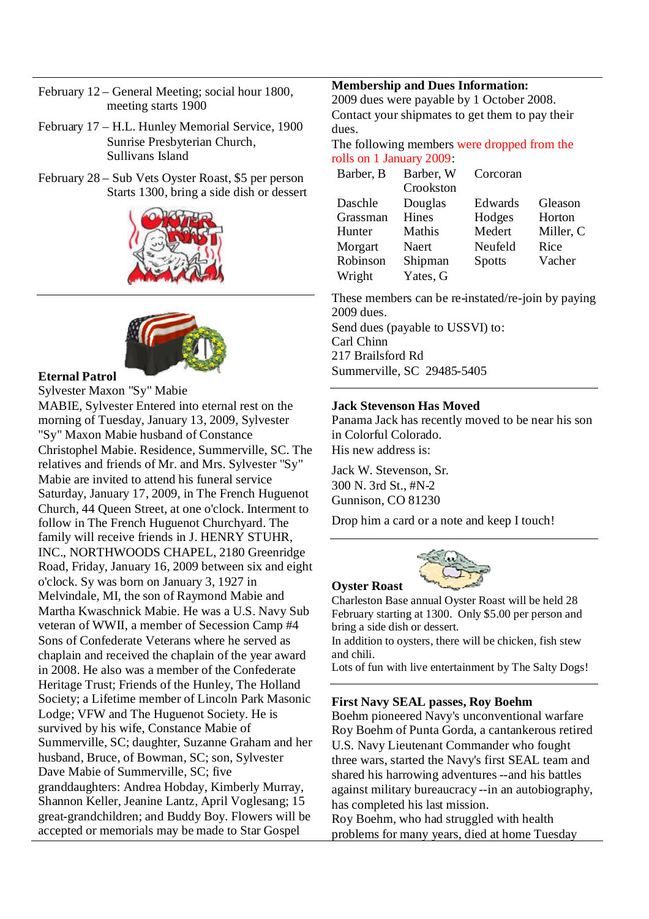February 12 – General Meeting; social hour 1800, meeting starts 1900

February 17 – H.L. Hunley Memorial Service, 1900 Sunrise Presbyterian Church, Sullivans Island

February 28 – Sub Vets Oyster Roast, $5 per person Starts 1300, bring a side dish or dessert

**Eternal Patrol**

Sylvester Maxon "Sy" Mabie

MABIE, Sylvester Entered into eternal rest on the morning of Tuesday, January 13, 2009, Sylvester "Sy" Maxon Mabie husband of Constance Christophel Mabie. Residence, Summerville, SC. The relatives and friends of Mr. and Mrs. Sylvester "Sy" Mabie are invited to attend his funeral service Saturday, January 17, 2009, in The French Huguenot Church, 44 Queen Street, at one o'clock. Interment to follow in The French Huguenot Churchyard. The family will receive friends in J. HENRY STUHR, INC., NORTHWOODS CHAPEL, 2180 Greenridge Road, Friday, January 16, 2009 between six and eight o'clock. Sy was born on January 3, 1927 in Melvindale, MI, the son of Raymond Mabie and Martha Kwaschnick Mabie. He was a U.S. Navy Sub veteran of WWII, a member of Secession Camp #4 Sons of Confederate Veterans where he served as chaplain and received the chaplain of the year award in 2008. He also was a member of the Confederate Heritage Trust; Friends of the Hunley, The Holland Society; a Lifetime member of Lincoln Park Masonic Lodge; VFW and The Huguenot Society. He is survived by his wife, Constance Mabie of Summerville, SC; daughter, Suzanne Graham and her husband, Bruce, of Bowman, SC; son, Sylvester Dave Mabie of Summerville, SC; five granddaughters: Andrea Hobday, Kimberly Murray, Shannon Keller, Jeanine Lantz, April Voglesang; 15 great-grandchildren; and Buddy Boy. Flowers will be accepted or memorials may be made to Star Gospel

**Membership and Dues Information:**

2009 dues were payable by 1 October 2008. Contact your shipmates to get them to pay their dues.

The following members were dropped from the rolls on 1 January 2009:

| | | | |
|---|---|---|---|
| Barber, B | Barber, W | Corcoran | |
| | Crookston | | |
| Daschle | Douglas | Edwards | Gleason |
| Grassman | Hines | Hodges | Horton |
| Hunter | Mathis | Medert | Miller, C |
| Morgart | Naert | Neufeld | Rice |
| Robinson | Shipman | Spotts | Vacher |
| Wright | Yates, G | | |

These members can be re-instated/re-join by paying 2009 dues.

Send dues (payable to USSVI) to:
Carl Chinn
217 Brailsford Rd
Summerville, SC 29485-5405

**Jack Stevenson Has Moved**

Panama Jack has recently moved to be near his son in Colorful Colorado.

His new address is:

Jack W. Stevenson, Sr.
300 N. 3rd St., #N-2
Gunnison, CO 81230

Drop him a card or a note and keep I touch!

**Oyster Roast**

Charleston Base annual Oyster Roast will be held 28 February starting at 1300. Only $5.00 per person and bring a side dish or dessert.

In addition to oysters, there will be chicken, fish stew and chili.

Lots of fun with live entertainment by The Salty Dogs!

**First Navy SEAL passes, Roy Boehm**

Boehm pioneered Navy's unconventional warfare

Roy Boehm of Punta Gorda, a cantankerous retired U.S. Navy Lieutenant Commander who fought three wars, started the Navy's first SEAL team and shared his harrowing adventures --and his battles against military bureaucracy --in an autobiography, has completed his last mission.

Roy Boehm, who had struggled with health problems for many years, died at home Tuesday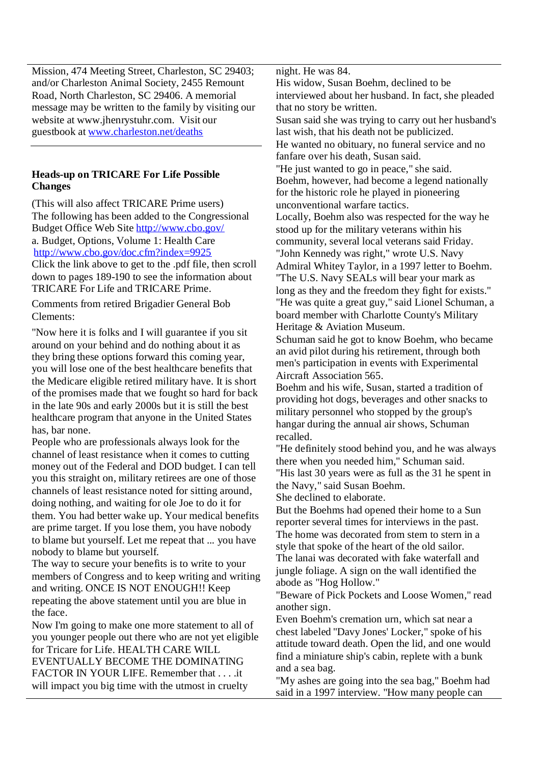Mission, 474 Meeting Street, Charleston, SC 29403; and/or Charleston Animal Society, 2455 Remount Road, North Charleston, SC 29406. A memorial message may be written to the family by visiting our website at www.jhenrystuhr.com. Visit our guestbook at [www.charleston.net/deaths](www.charleston.net/deaths)

---

**Heads-up on TRICARE For Life Possible Changes**

(This will also affect TRICARE Prime users)

The following has been added to the Congressional Budget Office Web Site [http://www.cbo.gov/](http://www.cbo.gov/)

a. Budget, Options, Volume 1: Health Care [http://www.cbo.gov/doc.cfm?index=9925](http://www.cbo.gov/doc.cfm?index=9925)

Click the link above to get to the .pdf file, then scroll down to pages 189-190 to see the information about TRICARE For Life and TRICARE Prime.

Comments from retired Brigadier General Bob Clements:

"Now here it is folks and I will guarantee if you sit around on your behind and do nothing about it as they bring these options forward this coming year, you will lose one of the best healthcare benefits that the Medicare eligible retired military have. It is short of the promises made that we fought so hard for back in the late 90s and early 2000s but it is still the best healthcare program that anyone in the United States has, bar none.

People who are professionals always look for the channel of least resistance when it comes to cutting money out of the Federal and DOD budget. I can tell you this straight on, military retirees are one of those channels of least resistance noted for sitting around, doing nothing, and waiting for ole Joe to do it for them. You had better wake up. Your medical benefits are prime target. If you lose them, you have nobody to blame but yourself. Let me repeat that ... you have nobody to blame but yourself.

The way to secure your benefits is to write to your members of Congress and to keep writing and writing and writing. ONCE IS NOT ENOUGH!! Keep repeating the above statement until you are blue in the face.

Now I'm going to make one more statement to all of you younger people out there who are not yet eligible for Tricare for Life. HEALTH CARE WILL EVENTUALLY BECOME THE DOMINATING FACTOR IN YOUR LIFE. Remember that . . . .it will impact you big time with the utmost in cruelty

night. He was 84.

His widow, Susan Boehm, declined to be interviewed about her husband. In fact, she pleaded that no story be written.

Susan said she was trying to carry out her husband's last wish, that his death not be publicized.

He wanted no obituary, no funeral service and no fanfare over his death, Susan said.

"He just wanted to go in peace," she said.

Boehm, however, had become a legend nationally for the historic role he played in pioneering unconventional warfare tactics.

Locally, Boehm also was respected for the way he stood up for the military veterans within his community, several local veterans said Friday.

"John Kennedy was right," wrote U.S. Navy Admiral Whitey Taylor, in a 1997 letter to Boehm. "The U.S. Navy SEALs will bear your mark as long as they and the freedom they fight for exists."

"He was quite a great guy," said Lionel Schuman, a board member with Charlotte County's Military Heritage & Aviation Museum.

Schuman said he got to know Boehm, who became an avid pilot during his retirement, through both men's participation in events with Experimental Aircraft Association 565.

Boehm and his wife, Susan, started a tradition of providing hot dogs, beverages and other snacks to military personnel who stopped by the group's hangar during the annual air shows, Schuman recalled.

"He definitely stood behind you, and he was always there when you needed him," Schuman said.

"His last 30 years were as full as the 31 he spent in the Navy," said Susan Boehm.

She declined to elaborate.

But the Boehms had opened their home to a Sun reporter several times for interviews in the past.

The home was decorated from stem to stern in a style that spoke of the heart of the old sailor.

The lanai was decorated with fake waterfall and jungle foliage. A sign on the wall identified the abode as "Hog Hollow."

"Beware of Pick Pockets and Loose Women," read another sign.

Even Boehm's cremation urn, which sat near a chest labeled "Davy Jones' Locker," spoke of his attitude toward death. Open the lid, and one would find a miniature ship's cabin, replete with a bunk and a sea bag.

"My ashes are going into the sea bag," Boehm had said in a 1997 interview. "How many people can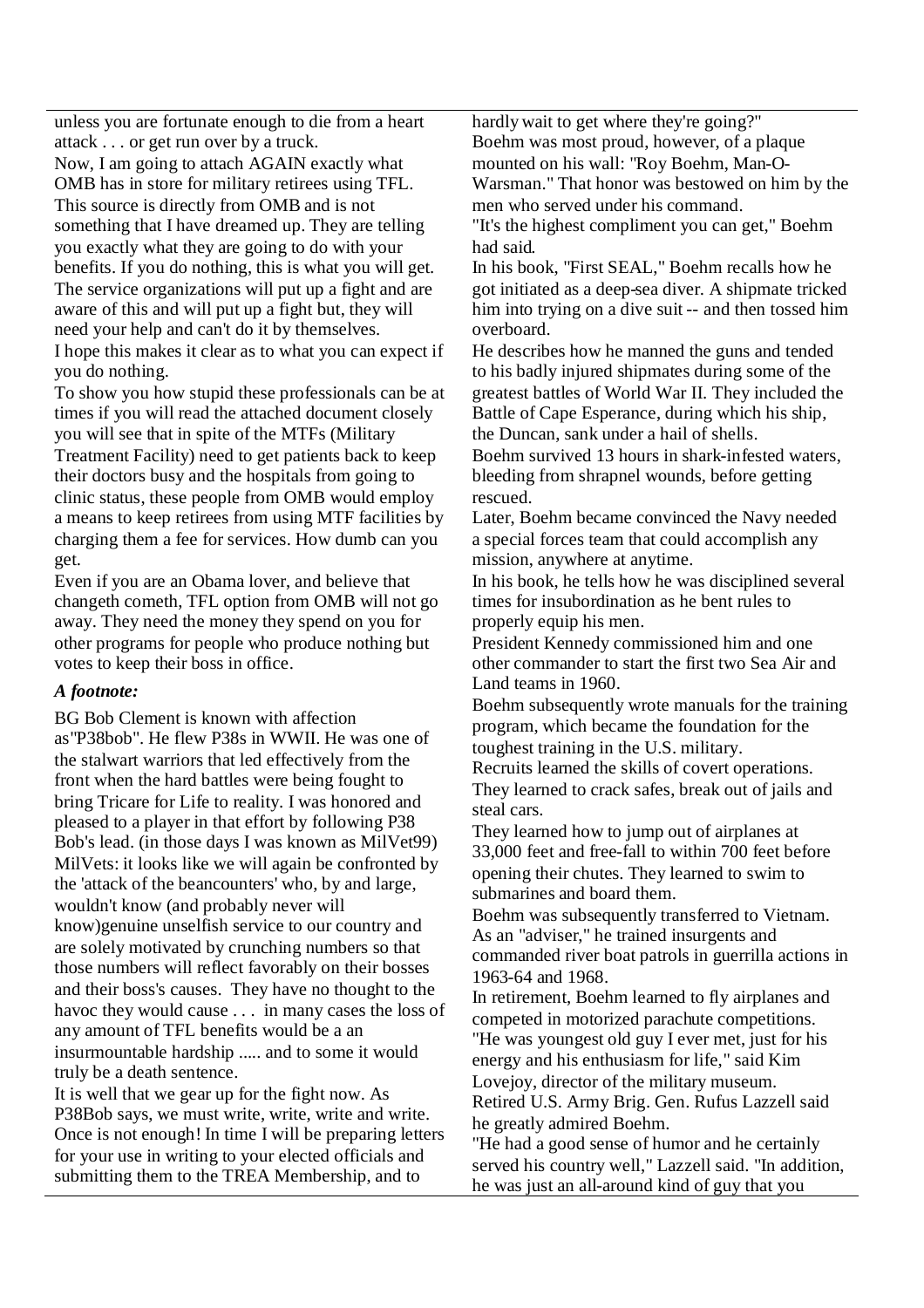unless you are fortunate enough to die from a heart attack . . . or get run over by a truck.

Now, I am going to attach AGAIN exactly what OMB has in store for military retirees using TFL. This source is directly from OMB and is not something that I have dreamed up. They are telling you exactly what they are going to do with your benefits. If you do nothing, this is what you will get. The service organizations will put up a fight and are aware of this and will put up a fight but, they will need your help and can't do it by themselves.

I hope this makes it clear as to what you can expect if you do nothing.

To show you how stupid these professionals can be at times if you will read the attached document closely you will see that in spite of the MTFs (Military Treatment Facility) need to get patients back to keep their doctors busy and the hospitals from going to clinic status, these people from OMB would employ a means to keep retirees from using MTF facilities by charging them a fee for services. How dumb can you get.

Even if you are an Obama lover, and believe that changeth cometh, TFL option from OMB will not go away. They need the money they spend on you for other programs for people who produce nothing but votes to keep their boss in office.

***A footnote:***

BG Bob Clement is known with affection as"P38bob". He flew P38s in WWII. He was one of the stalwart warriors that led effectively from the front when the hard battles were being fought to bring Tricare for Life to reality. I was honored and pleased to a player in that effort by following P38 Bob's lead. (in those days I was known as MilVet99) MilVets: it looks like we will again be confronted by the 'attack of the beancounters' who, by and large, wouldn't know (and probably never will know)genuine unselfish service to our country and are solely motivated by crunching numbers so that those numbers will reflect favorably on their bosses and their boss's causes. They have no thought to the havoc they would cause . . . in many cases the loss of any amount of TFL benefits would be a an insurmountable hardship ..... and to some it would truly be a death sentence.

It is well that we gear up for the fight now. As P38Bob says, we must write, write, write and write. Once is not enough! In time I will be preparing letters for your use in writing to your elected officials and submitting them to the TREA Membership, and to

hardly wait to get where they're going?"

Boehm was most proud, however, of a plaque mounted on his wall: "Roy Boehm, Man-O-Warsman." That honor was bestowed on him by the men who served under his command.

"It's the highest compliment you can get," Boehm had said.

In his book, "First SEAL," Boehm recalls how he got initiated as a deep-sea diver. A shipmate tricked him into trying on a dive suit -- and then tossed him overboard.

He describes how he manned the guns and tended to his badly injured shipmates during some of the greatest battles of World War II. They included the Battle of Cape Esperance, during which his ship, the Duncan, sank under a hail of shells.

Boehm survived 13 hours in shark-infested waters, bleeding from shrapnel wounds, before getting rescued.

Later, Boehm became convinced the Navy needed a special forces team that could accomplish any mission, anywhere at anytime.

In his book, he tells how he was disciplined several times for insubordination as he bent rules to properly equip his men.

President Kennedy commissioned him and one other commander to start the first two Sea Air and Land teams in 1960.

Boehm subsequently wrote manuals for the training program, which became the foundation for the toughest training in the U.S. military.

Recruits learned the skills of covert operations. They learned to crack safes, break out of jails and steal cars.

They learned how to jump out of airplanes at 33,000 feet and free-fall to within 700 feet before opening their chutes. They learned to swim to submarines and board them.

Boehm was subsequently transferred to Vietnam. As an "adviser," he trained insurgents and commanded river boat patrols in guerrilla actions in 1963-64 and 1968.

In retirement, Boehm learned to fly airplanes and competed in motorized parachute competitions.

"He was youngest old guy I ever met, just for his energy and his enthusiasm for life," said Kim Lovejoy, director of the military museum.

Retired U.S. Army Brig. Gen. Rufus Lazzell said he greatly admired Boehm.

"He had a good sense of humor and he certainly served his country well," Lazzell said. "In addition, he was just an all-around kind of guy that you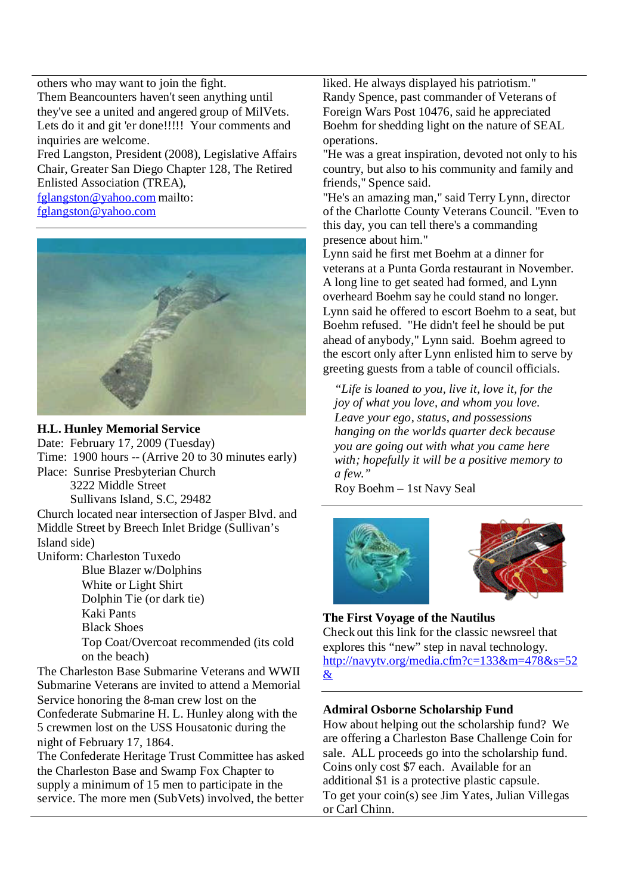others who may want to join the fight.
Them Beancounters haven't seen anything until they've see a united and angered group of MilVets. Lets do it and git 'er done!!!!! Your comments and inquiries are welcome.
Fred Langston, President (2008), Legislative Affairs Chair, Greater San Diego Chapter 128, The Retired Enlisted Association (TREA),
fglangston@yahoo.com mailto: fglangston@yahoo.com

---

**H.L. Hunley Memorial Service**
Date: February 17, 2009 (Tuesday)
Time: 1900 hours -- (Arrive 20 to 30 minutes early)
Place: Sunrise Presbyterian Church
3222 Middle Street
Sullivans Island, S.C, 29482
Church located near intersection of Jasper Blvd. and Middle Street by Breech Inlet Bridge (Sullivan's Island side)
Uniform: Charleston Tuxedo
Blue Blazer w/Dolphins
White or Light Shirt
Dolphin Tie (or dark tie)
Kaki Pants
Black Shoes
Top Coat/Overcoat recommended (its cold on the beach)
The Charleston Base Submarine Veterans and WWII Submarine Veterans are invited to attend a Memorial Service honoring the 8-man crew lost on the Confederate Submarine H. L. Hunley along with the 5 crewmen lost on the USS Housatonic during the night of February 17, 1864.
The Confederate Heritage Trust Committee has asked the Charleston Base and Swamp Fox Chapter to supply a minimum of 15 men to participate in the service. The more men (SubVets) involved, the better

---

liked. He always displayed his patriotism."
Randy Spence, past commander of Veterans of Foreign Wars Post 10476, said he appreciated Boehm for shedding light on the nature of SEAL operations.
"He was a great inspiration, devoted not only to his country, but also to his community and family and friends," Spence said.
"He's an amazing man," said Terry Lynn, director of the Charlotte County Veterans Council. "Even to this day, you can tell there's a commanding presence about him."
Lynn said he first met Boehm at a dinner for veterans at a Punta Gorda restaurant in November. A long line to get seated had formed, and Lynn overheard Boehm say he could stand no longer. Lynn said he offered to escort Boehm to a seat, but Boehm refused. "He didn't feel he should be put ahead of anybody," Lynn said. Boehm agreed to the escort only after Lynn enlisted him to serve by greeting guests from a table of council officials.

*"Life is loaned to you, live it, love it, for the joy of what you love, and whom you love. Leave your ego, status, and possessions hanging on the worlds quarter deck because you are going out with what you came here with; hopefully it will be a positive memory to a few."*
Roy Boehm – 1st Navy Seal

---

**The First Voyage of the Nautilus**
Check out this link for the classic newsreel that explores this "new" step in naval technology.
http://navytv.org/media.cfm?c=133&m=478&s=52&

---

**Admiral Osborne Scholarship Fund**
How about helping out the scholarship fund? We are offering a Charleston Base Challenge Coin for sale. ALL proceeds go into the scholarship fund. Coins only cost $7 each. Available for an additional $1 is a protective plastic capsule.
To get your coin(s) see Jim Yates, Julian Villegas or Carl Chinn.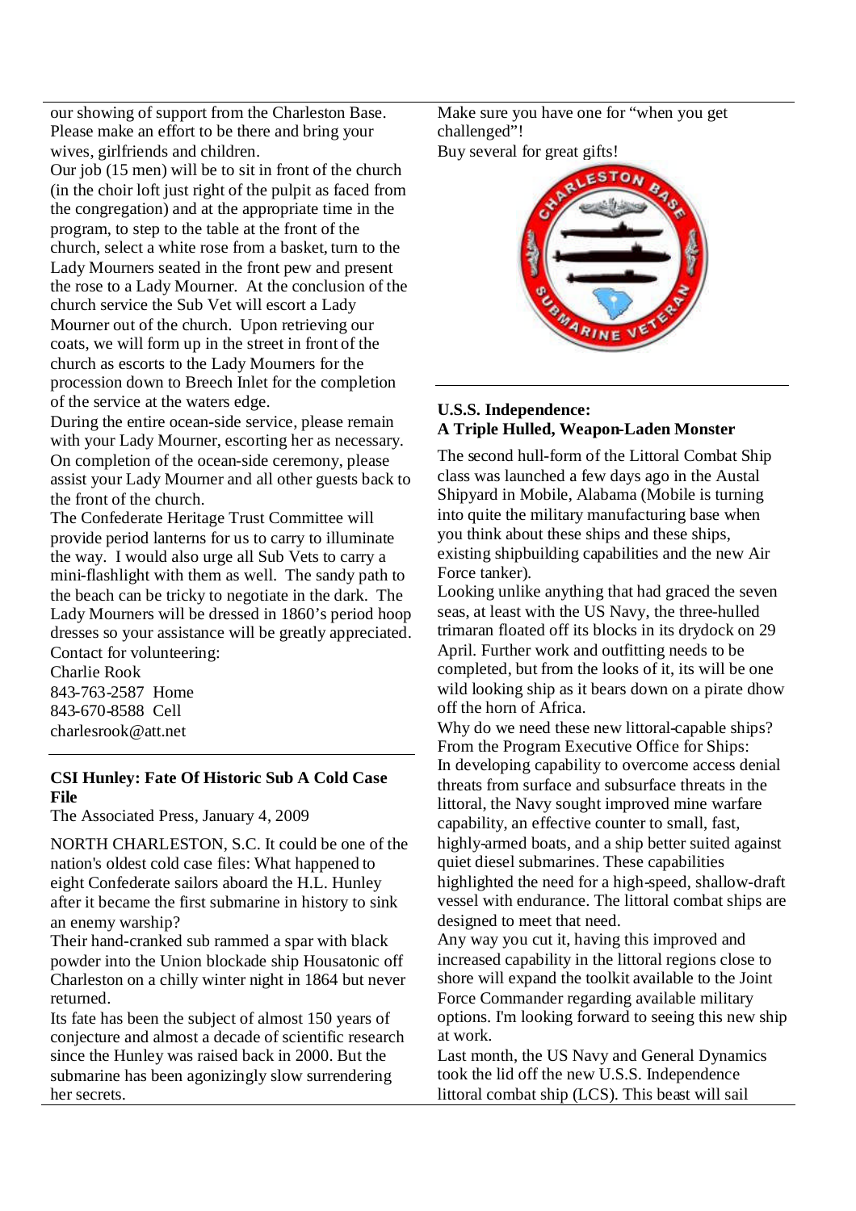our showing of support from the Charleston Base. Please make an effort to be there and bring your wives, girlfriends and children.

Our job (15 men) will be to sit in front of the church (in the choir loft just right of the pulpit as faced from the congregation) and at the appropriate time in the program, to step to the table at the front of the church, select a white rose from a basket, turn to the Lady Mourners seated in the front pew and present the rose to a Lady Mourner. At the conclusion of the church service the Sub Vet will escort a Lady Mourner out of the church. Upon retrieving our coats, we will form up in the street in front of the church as escorts to the Lady Mourners for the procession down to Breech Inlet for the completion of the service at the waters edge.

During the entire ocean-side service, please remain with your Lady Mourner, escorting her as necessary. On completion of the ocean-side ceremony, please assist your Lady Mourner and all other guests back to the front of the church.

The Confederate Heritage Trust Committee will provide period lanterns for us to carry to illuminate the way. I would also urge all Sub Vets to carry a mini-flashlight with them as well. The sandy path to the beach can be tricky to negotiate in the dark. The Lady Mourners will be dressed in 1860's period hoop dresses so your assistance will be greatly appreciated.

Contact for volunteering:
Charlie Rook
843-763-2587 Home
843-670-8588 Cell
charlesrook@att.net

---

### CSI Hunley: Fate Of Historic Sub A Cold Case File

The Associated Press, January 4, 2009

NORTH CHARLESTON, S.C. It could be one of the nation's oldest cold case files: What happened to eight Confederate sailors aboard the H.L. Hunley after it became the first submarine in history to sink an enemy warship?

Their hand-cranked sub rammed a spar with black powder into the Union blockade ship Housatonic off Charleston on a chilly winter night in 1864 but never returned.

Its fate has been the subject of almost 150 years of conjecture and almost a decade of scientific research since the Hunley was raised back in 2000. But the submarine has been agonizingly slow surrendering her secrets.

---

Make sure you have one for "when you get challenged"!

Buy several for great gifts!

---

### U.S.S. Independence: A Triple Hulled, Weapon-Laden Monster

The second hull-form of the Littoral Combat Ship class was launched a few days ago in the Austal Shipyard in Mobile, Alabama (Mobile is turning into quite the military manufacturing base when you think about these ships and these ships, existing shipbuilding capabilities and the new Air Force tanker).

Looking unlike anything that had graced the seven seas, at least with the US Navy, the three-hulled trimaran floated off its blocks in its drydock on 29 April. Further work and outfitting needs to be completed, but from the looks of it, its will be one wild looking ship as it bears down on a pirate dhow off the horn of Africa.

Why do we need these new littoral-capable ships? From the Program Executive Office for Ships: In developing capability to overcome access denial threats from surface and subsurface threats in the littoral, the Navy sought improved mine warfare capability, an effective counter to small, fast, highly-armed boats, and a ship better suited against quiet diesel submarines. These capabilities highlighted the need for a high-speed, shallow-draft vessel with endurance. The littoral combat ships are designed to meet that need.

Any way you cut it, having this improved and increased capability in the littoral regions close to shore will expand the toolkit available to the Joint Force Commander regarding available military options. I'm looking forward to seeing this new ship at work.

Last month, the US Navy and General Dynamics took the lid off the new U.S.S. Independence littoral combat ship (LCS). This beast will sail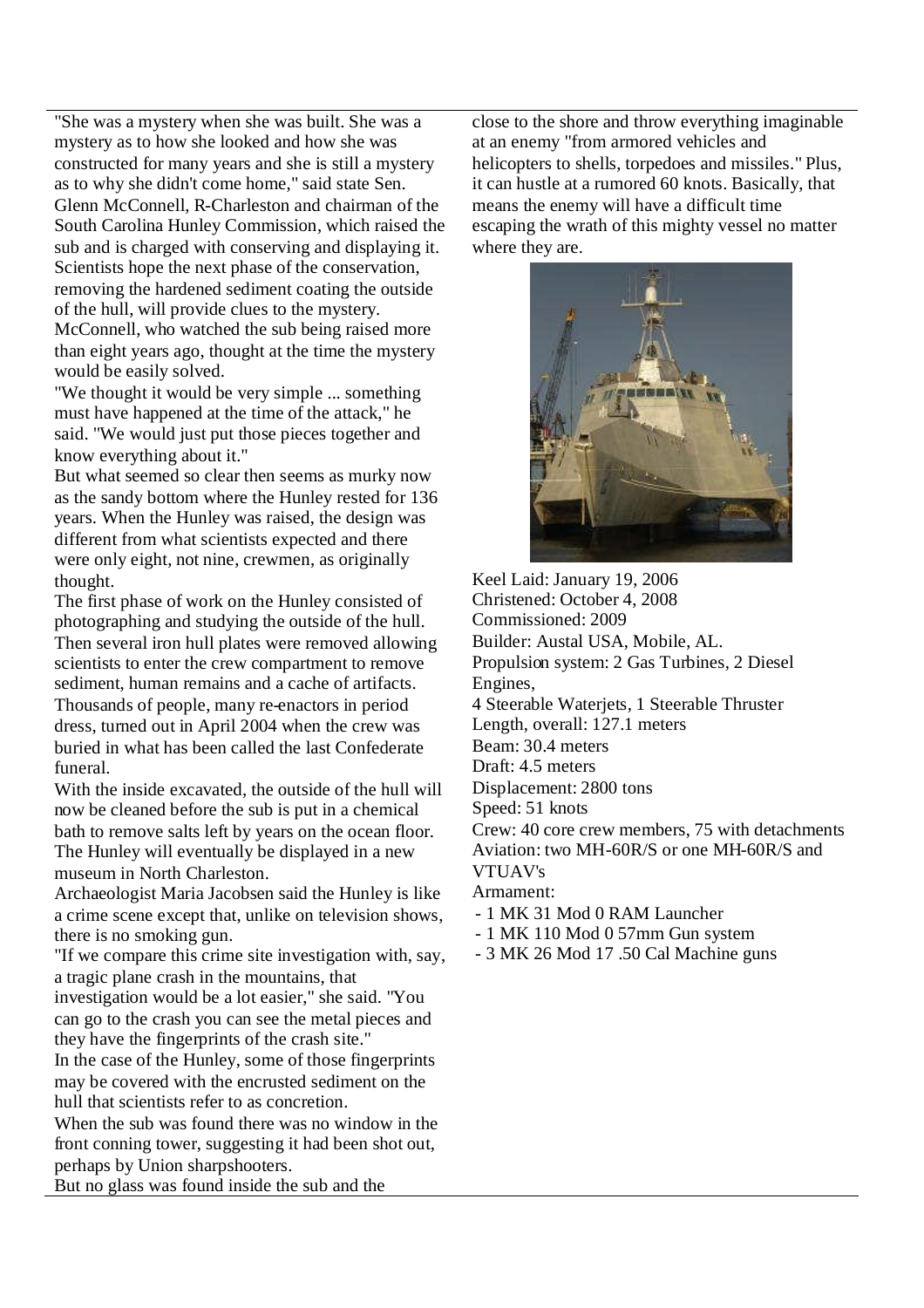"She was a mystery when she was built. She was a mystery as to how she looked and how she was constructed for many years and she is still a mystery as to why she didn't come home," said state Sen. Glenn McConnell, R-Charleston and chairman of the South Carolina Hunley Commission, which raised the sub and is charged with conserving and displaying it.
Scientists hope the next phase of the conservation, removing the hardened sediment coating the outside of the hull, will provide clues to the mystery.
McConnell, who watched the sub being raised more than eight years ago, thought at the time the mystery would be easily solved.
"We thought it would be very simple ... something must have happened at the time of the attack," he said. "We would just put those pieces together and know everything about it."
But what seemed so clear then seems as murky now as the sandy bottom where the Hunley rested for 136 years. When the Hunley was raised, the design was different from what scientists expected and there were only eight, not nine, crewmen, as originally thought.
The first phase of work on the Hunley consisted of photographing and studying the outside of the hull. Then several iron hull plates were removed allowing scientists to enter the crew compartment to remove sediment, human remains and a cache of artifacts.
Thousands of people, many re-enactors in period dress, turned out in April 2004 when the crew was buried in what has been called the last Confederate funeral.
With the inside excavated, the outside of the hull will now be cleaned before the sub is put in a chemical bath to remove salts left by years on the ocean floor. The Hunley will eventually be displayed in a new museum in North Charleston.
Archaeologist Maria Jacobsen said the Hunley is like a crime scene except that, unlike on television shows, there is no smoking gun.
"If we compare this crime site investigation with, say, a tragic plane crash in the mountains, that investigation would be a lot easier," she said. "You can go to the crash you can see the metal pieces and they have the fingerprints of the crash site."
In the case of the Hunley, some of those fingerprints may be covered with the encrusted sediment on the hull that scientists refer to as concretion.
When the sub was found there was no window in the front conning tower, suggesting it had been shot out, perhaps by Union sharpshooters.
But no glass was found inside the sub and the

close to the shore and throw everything imaginable at an enemy "from armored vehicles and helicopters to shells, torpedoes and missiles." Plus, it can hustle at a rumored 60 knots. Basically, that means the enemy will have a difficult time escaping the wrath of this mighty vessel no matter where they are.

Keel Laid: January 19, 2006
Christened: October 4, 2008
Commissioned: 2009
Builder: Austal USA, Mobile, AL.
Propulsion system: 2 Gas Turbines, 2 Diesel Engines,
4 Steerable Waterjets, 1 Steerable Thruster
Length, overall: 127.1 meters
Beam: 30.4 meters
Draft: 4.5 meters
Displacement: 2800 tons
Speed: 51 knots
Crew: 40 core crew members, 75 with detachments
Aviation: two MH-60R/S or one MH-60R/S and VTUAV's
Armament:

- 1 MK 31 Mod 0 RAM Launcher
- 1 MK 110 Mod 0 57mm Gun system
- 3 MK 26 Mod 17 .50 Cal Machine guns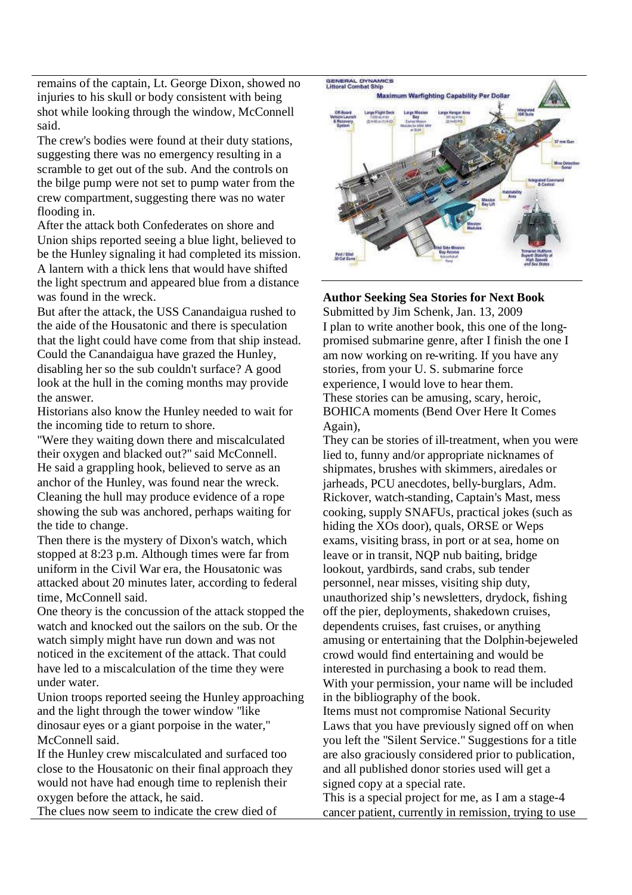remains of the captain, Lt. George Dixon, showed no injuries to his skull or body consistent with being shot while looking through the window, McConnell said.

The crew's bodies were found at their duty stations, suggesting there was no emergency resulting in a scramble to get out of the sub. And the controls on the bilge pump were not set to pump water from the crew compartment, suggesting there was no water flooding in.

After the attack both Confederates on shore and Union ships reported seeing a blue light, believed to be the Hunley signaling it had completed its mission. A lantern with a thick lens that would have shifted the light spectrum and appeared blue from a distance was found in the wreck.

But after the attack, the USS Canandaigua rushed to the aide of the Housatonic and there is speculation that the light could have come from that ship instead. Could the Canandaigua have grazed the Hunley, disabling her so the sub couldn't surface? A good look at the hull in the coming months may provide the answer.

Historians also know the Hunley needed to wait for the incoming tide to return to shore.

"Were they waiting down there and miscalculated their oxygen and blacked out?" said McConnell. He said a grappling hook, believed to serve as an anchor of the Hunley, was found near the wreck. Cleaning the hull may produce evidence of a rope showing the sub was anchored, perhaps waiting for the tide to change.

Then there is the mystery of Dixon's watch, which stopped at 8:23 p.m. Although times were far from uniform in the Civil War era, the Housatonic was attacked about 20 minutes later, according to federal time, McConnell said.

One theory is the concussion of the attack stopped the watch and knocked out the sailors on the sub. Or the watch simply might have run down and was not noticed in the excitement of the attack. That could have led to a miscalculation of the time they were under water.

Union troops reported seeing the Hunley approaching and the light through the tower window "like dinosaur eyes or a giant porpoise in the water," McConnell said.

If the Hunley crew miscalculated and surfaced too close to the Housatonic on their final approach they would not have had enough time to replenish their oxygen before the attack, he said.

The clues now seem to indicate the crew died of

## Author Seeking Sea Stories for Next Book

Submitted by Jim Schenk, Jan. 13, 2009

I plan to write another book, this one of the long-promised submarine genre, after I finish the one I am now working on re-writing. If you have any stories, from your U. S. submarine force experience, I would love to hear them.

These stories can be amusing, scary, heroic, BOHICA moments (Bend Over Here It Comes Again),

They can be stories of ill-treatment, when you were lied to, funny and/or appropriate nicknames of shipmates, brushes with skimmers, airedales or jarheads, PCU anecdotes, belly-burglars, Adm. Rickover, watch-standing, Captain's Mast, mess cooking, supply SNAFUs, practical jokes (such as hiding the XOs door), quals, ORSE or Weps exams, visiting brass, in port or at sea, home on leave or in transit, NQP nub baiting, bridge lookout, yardbirds, sand crabs, sub tender personnel, near misses, visiting ship duty, unauthorized ship's newsletters, drydock, fishing off the pier, deployments, shakedown cruises, dependents cruises, fast cruises, or anything amusing or entertaining that the Dolphin-bejeweled crowd would find entertaining and would be interested in purchasing a book to read them.

With your permission, your name will be included in the bibliography of the book.

Items must not compromise National Security Laws that you have previously signed off on when you left the "Silent Service." Suggestions for a title are also graciously considered prior to publication, and all published donor stories used will get a signed copy at a special rate.

This is a special project for me, as I am a stage-4 cancer patient, currently in remission, trying to use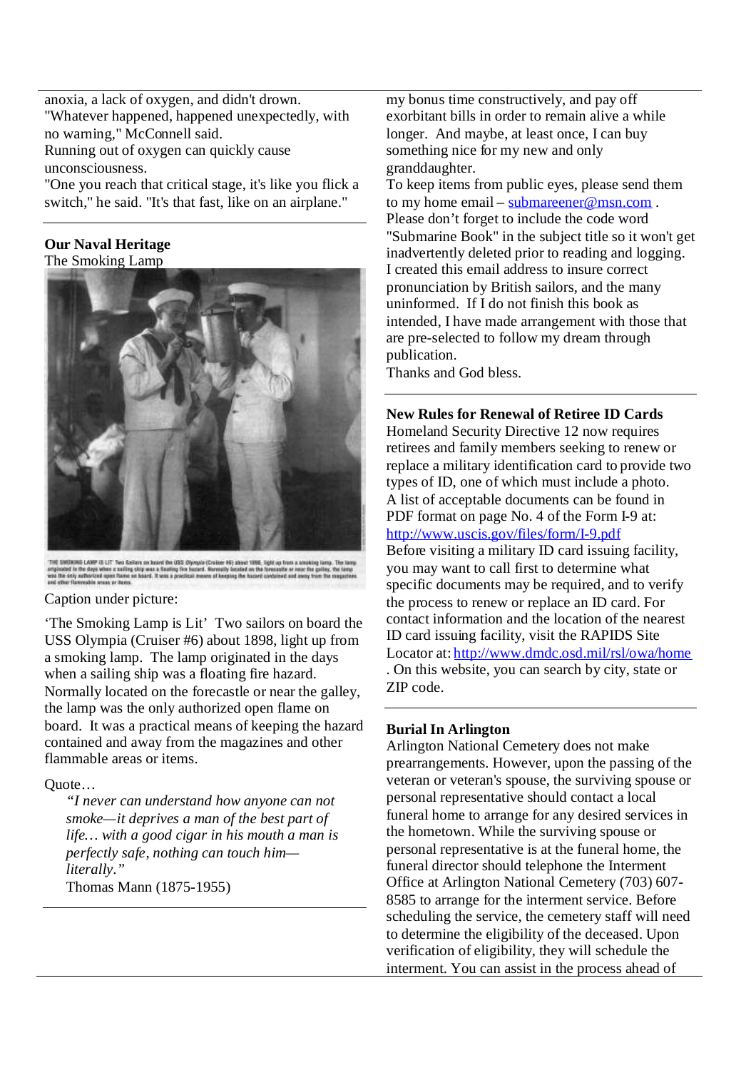anoxia, a lack of oxygen, and didn't drown. "Whatever happened, happened unexpectedly, with no warning," McConnell said.

Running out of oxygen can quickly cause unconsciousness.

"One you reach that critical stage, it's like you flick a switch," he said. "It's that fast, like on an airplane."

**Our Naval Heritage**

The Smoking Lamp

'THE SMOKING LAMP IS LIT' Two Sailors on board the USS Olympia (Cruiser #6) about 1898, light up from a smoking lamp. The lamp originated in the days when a sailing ship was a floating fire hazard. Normally located on the forecastle or near the galley, the lamp was the only authorized open flame on board. It was a practical means of keeping the hazard contained and away from the magazines and other flammable areas or items.

Caption under picture:

'The Smoking Lamp is Lit' Two sailors on board the USS Olympia (Cruiser #6) about 1898, light up from a smoking lamp. The lamp originated in the days when a sailing ship was a floating fire hazard. Normally located on the forecastle or near the galley, the lamp was the only authorized open flame on board. It was a practical means of keeping the hazard contained and away from the magazines and other flammable areas or items.

Quote…

> *"I never can understand how anyone can not smoke—it deprives a man of the best part of life… with a good cigar in his mouth a man is perfectly safe, nothing can touch him—literally."*
>
> Thomas Mann (1875-1955)

my bonus time constructively, and pay off exorbitant bills in order to remain alive a while longer. And maybe, at least once, I can buy something nice for my new and only granddaughter.

To keep items from public eyes, please send them to my home email – submareener@msn.com . Please don't forget to include the code word "Submarine Book" in the subject title so it won't get inadvertently deleted prior to reading and logging. I created this email address to insure correct pronunciation by British sailors, and the many uninformed. If I do not finish this book as intended, I have made arrangement with those that are pre-selected to follow my dream through publication.

Thanks and God bless.

**New Rules for Renewal of Retiree ID Cards**

Homeland Security Directive 12 now requires retirees and family members seeking to renew or replace a military identification card to provide two types of ID, one of which must include a photo. A list of acceptable documents can be found in PDF format on page No. 4 of the Form I-9 at: http://www.uscis.gov/files/form/I-9.pdf

Before visiting a military ID card issuing facility, you may want to call first to determine what specific documents may be required, and to verify the process to renew or replace an ID card. For contact information and the location of the nearest ID card issuing facility, visit the RAPIDS Site Locator at: http://www.dmdc.osd.mil/rsl/owa/home . On this website, you can search by city, state or ZIP code.

**Burial In Arlington**

Arlington National Cemetery does not make prearrangements. However, upon the passing of the veteran or veteran's spouse, the surviving spouse or personal representative should contact a local funeral home to arrange for any desired services in the hometown. While the surviving spouse or personal representative is at the funeral home, the funeral director should telephone the Interment Office at Arlington National Cemetery (703) 607-8585 to arrange for the interment service. Before scheduling the service, the cemetery staff will need to determine the eligibility of the deceased. Upon verification of eligibility, they will schedule the interment. You can assist in the process ahead of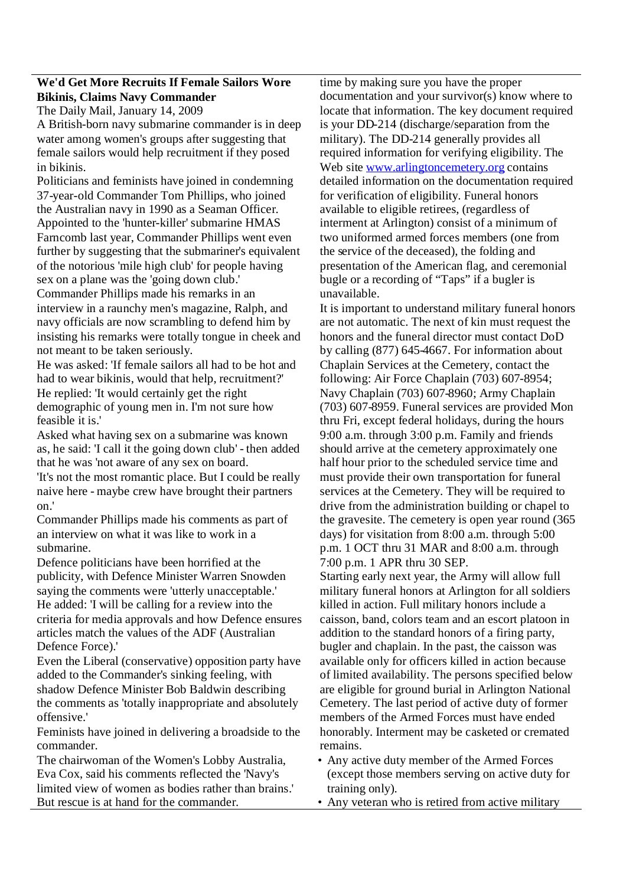**We'd Get More Recruits If Female Sailors Wore Bikinis, Claims Navy Commander**

The Daily Mail, January 14, 2009

A British-born navy submarine commander is in deep water among women's groups after suggesting that female sailors would help recruitment if they posed in bikinis.

Politicians and feminists have joined in condemning 37-year-old Commander Tom Phillips, who joined the Australian navy in 1990 as a Seaman Officer. Appointed to the 'hunter-killer' submarine HMAS Farncomb last year, Commander Phillips went even further by suggesting that the submariner's equivalent of the notorious 'mile high club' for people having sex on a plane was the 'going down club.'

Commander Phillips made his remarks in an interview in a raunchy men's magazine, Ralph, and navy officials are now scrambling to defend him by insisting his remarks were totally tongue in cheek and not meant to be taken seriously.

He was asked: 'If female sailors all had to be hot and had to wear bikinis, would that help, recruitment?' He replied: 'It would certainly get the right demographic of young men in. I'm not sure how feasible it is.'

Asked what having sex on a submarine was known as, he said: 'I call it the going down club' - then added that he was 'not aware of any sex on board.

'It's not the most romantic place. But I could be really naive here - maybe crew have brought their partners on.'

Commander Phillips made his comments as part of an interview on what it was like to work in a submarine.

Defence politicians have been horrified at the publicity, with Defence Minister Warren Snowden saying the comments were 'utterly unacceptable.' He added: 'I will be calling for a review into the criteria for media approvals and how Defence ensures articles match the values of the ADF (Australian Defence Force).'

Even the Liberal (conservative) opposition party have added to the Commander's sinking feeling, with shadow Defence Minister Bob Baldwin describing the comments as 'totally inappropriate and absolutely offensive.'

Feminists have joined in delivering a broadside to the commander.

The chairwoman of the Women's Lobby Australia, Eva Cox, said his comments reflected the 'Navy's limited view of women as bodies rather than brains.' But rescue is at hand for the commander.

time by making sure you have the proper documentation and your survivor(s) know where to locate that information. The key document required is your DD-214 (discharge/separation from the military). The DD-214 generally provides all required information for verifying eligibility. The Web site www.arlingtoncemetery.org contains detailed information on the documentation required for verification of eligibility. Funeral honors available to eligible retirees, (regardless of interment at Arlington) consist of a minimum of two uniformed armed forces members (one from the service of the deceased), the folding and presentation of the American flag, and ceremonial bugle or a recording of "Taps" if a bugler is unavailable.

It is important to understand military funeral honors are not automatic. The next of kin must request the honors and the funeral director must contact DoD by calling (877) 645-4667. For information about Chaplain Services at the Cemetery, contact the following: Air Force Chaplain (703) 607-8954; Navy Chaplain (703) 607-8960; Army Chaplain (703) 607-8959. Funeral services are provided Mon thru Fri, except federal holidays, during the hours 9:00 a.m. through 3:00 p.m. Family and friends should arrive at the cemetery approximately one half hour prior to the scheduled service time and must provide their own transportation for funeral services at the Cemetery. They will be required to drive from the administration building or chapel to the gravesite. The cemetery is open year round (365 days) for visitation from 8:00 a.m. through 5:00 p.m. 1 OCT thru 31 MAR and 8:00 a.m. through 7:00 p.m. 1 APR thru 30 SEP.

Starting early next year, the Army will allow full military funeral honors at Arlington for all soldiers killed in action. Full military honors include a caisson, band, colors team and an escort platoon in addition to the standard honors of a firing party, bugler and chaplain. In the past, the caisson was available only for officers killed in action because of limited availability. The persons specified below are eligible for ground burial in Arlington National Cemetery. The last period of active duty of former members of the Armed Forces must have ended honorably. Interment may be casketed or cremated remains.

- Any active duty member of the Armed Forces (except those members serving on active duty for training only).
- Any veteran who is retired from active military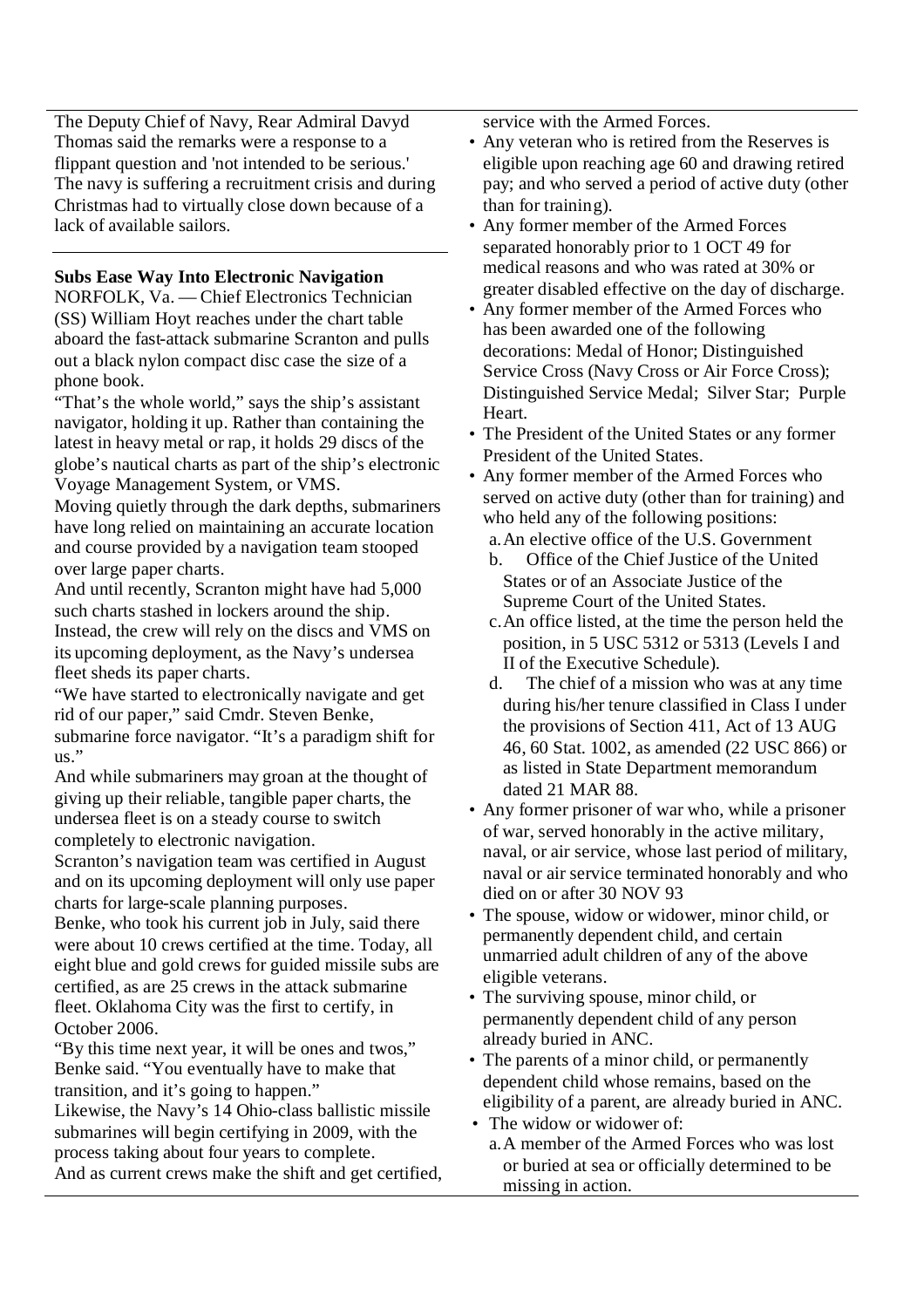The Deputy Chief of Navy, Rear Admiral Davyd Thomas said the remarks were a response to a flippant question and 'not intended to be serious.' The navy is suffering a recruitment crisis and during Christmas had to virtually close down because of a lack of available sailors.

---

**Subs Ease Way Into Electronic Navigation**

NORFOLK, Va. — Chief Electronics Technician (SS) William Hoyt reaches under the chart table aboard the fast-attack submarine Scranton and pulls out a black nylon compact disc case the size of a phone book.

"That's the whole world," says the ship's assistant navigator, holding it up. Rather than containing the latest in heavy metal or rap, it holds 29 discs of the globe's nautical charts as part of the ship's electronic Voyage Management System, or VMS.

Moving quietly through the dark depths, submariners have long relied on maintaining an accurate location and course provided by a navigation team stooped over large paper charts.

And until recently, Scranton might have had 5,000 such charts stashed in lockers around the ship. Instead, the crew will rely on the discs and VMS on its upcoming deployment, as the Navy's undersea fleet sheds its paper charts.

"We have started to electronically navigate and get rid of our paper," said Cmdr. Steven Benke, submarine force navigator. "It's a paradigm shift for us."

And while submariners may groan at the thought of giving up their reliable, tangible paper charts, the undersea fleet is on a steady course to switch completely to electronic navigation.

Scranton's navigation team was certified in August and on its upcoming deployment will only use paper charts for large-scale planning purposes.

Benke, who took his current job in July, said there were about 10 crews certified at the time. Today, all eight blue and gold crews for guided missile subs are certified, as are 25 crews in the attack submarine fleet. Oklahoma City was the first to certify, in October 2006.

"By this time next year, it will be ones and twos," Benke said. "You eventually have to make that transition, and it's going to happen."

Likewise, the Navy's 14 Ohio-class ballistic missile submarines will begin certifying in 2009, with the process taking about four years to complete.

And as current crews make the shift and get certified,

---

service with the Armed Forces.

- Any veteran who is retired from the Reserves is eligible upon reaching age 60 and drawing retired pay; and who served a period of active duty (other than for training).
- Any former member of the Armed Forces separated honorably prior to 1 OCT 49 for medical reasons and who was rated at 30% or greater disabled effective on the day of discharge.
- Any former member of the Armed Forces who has been awarded one of the following decorations: Medal of Honor; Distinguished Service Cross (Navy Cross or Air Force Cross); Distinguished Service Medal; Silver Star; Purple Heart.
- The President of the United States or any former President of the United States.
- Any former member of the Armed Forces who served on active duty (other than for training) and who held any of the following positions:
  a. An elective office of the U.S. Government
  b. Office of the Chief Justice of the United States or of an Associate Justice of the Supreme Court of the United States.
  c. An office listed, at the time the person held the position, in 5 USC 5312 or 5313 (Levels I and II of the Executive Schedule).
  d. The chief of a mission who was at any time during his/her tenure classified in Class I under the provisions of Section 411, Act of 13 AUG 46, 60 Stat. 1002, as amended (22 USC 866) or as listed in State Department memorandum dated 21 MAR 88.
- Any former prisoner of war who, while a prisoner of war, served honorably in the active military, naval, or air service, whose last period of military, naval or air service terminated honorably and who died on or after 30 NOV 93
- The spouse, widow or widower, minor child, or permanently dependent child, and certain unmarried adult children of any of the above eligible veterans.
- The surviving spouse, minor child, or permanently dependent child of any person already buried in ANC.
- The parents of a minor child, or permanently dependent child whose remains, based on the eligibility of a parent, are already buried in ANC.
- The widow or widower of:
  a. A member of the Armed Forces who was lost or buried at sea or officially determined to be missing in action.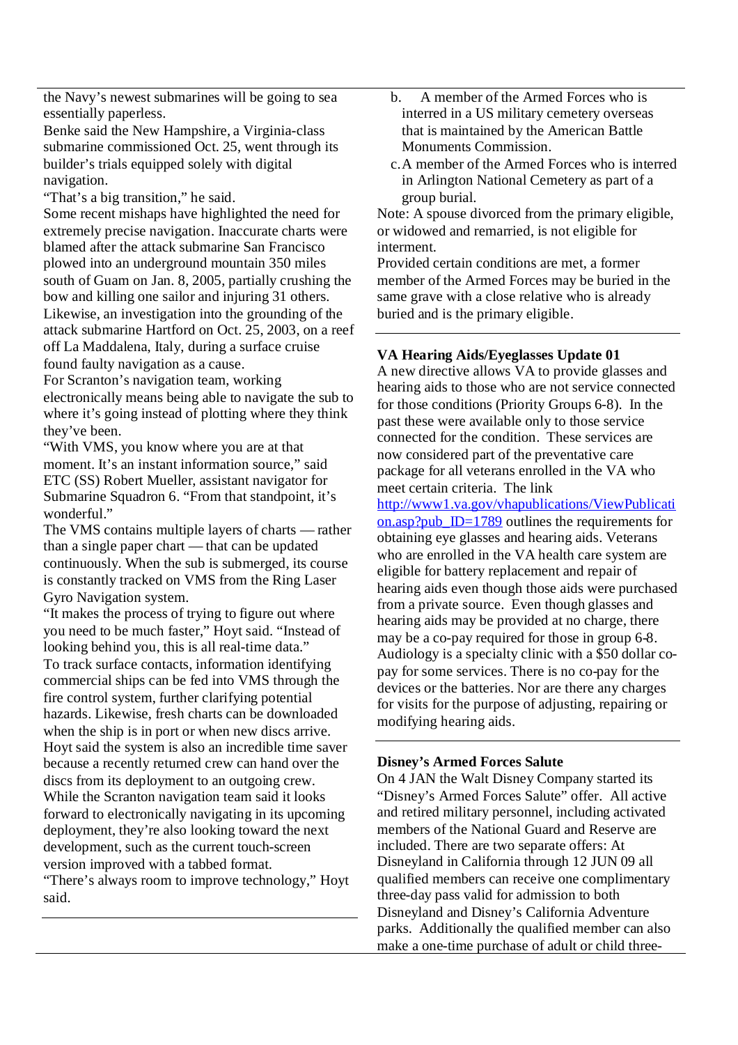the Navy's newest submarines will be going to sea essentially paperless.

Benke said the New Hampshire, a Virginia-class submarine commissioned Oct. 25, went through its builder's trials equipped solely with digital navigation.

"That's a big transition," he said.

Some recent mishaps have highlighted the need for extremely precise navigation. Inaccurate charts were blamed after the attack submarine San Francisco plowed into an underground mountain 350 miles south of Guam on Jan. 8, 2005, partially crushing the bow and killing one sailor and injuring 31 others. Likewise, an investigation into the grounding of the attack submarine Hartford on Oct. 25, 2003, on a reef off La Maddalena, Italy, during a surface cruise found faulty navigation as a cause.

For Scranton's navigation team, working electronically means being able to navigate the sub to where it's going instead of plotting where they think they've been.

"With VMS, you know where you are at that moment. It's an instant information source," said ETC (SS) Robert Mueller, assistant navigator for Submarine Squadron 6. "From that standpoint, it's wonderful."

The VMS contains multiple layers of charts — rather than a single paper chart — that can be updated continuously. When the sub is submerged, its course is constantly tracked on VMS from the Ring Laser Gyro Navigation system.

"It makes the process of trying to figure out where you need to be much faster," Hoyt said. "Instead of looking behind you, this is all real-time data."

To track surface contacts, information identifying commercial ships can be fed into VMS through the fire control system, further clarifying potential hazards. Likewise, fresh charts can be downloaded when the ship is in port or when new discs arrive.

Hoyt said the system is also an incredible time saver because a recently returned crew can hand over the discs from its deployment to an outgoing crew.

While the Scranton navigation team said it looks forward to electronically navigating in its upcoming deployment, they're also looking toward the next development, such as the current touch-screen version improved with a tabbed format.

"There's always room to improve technology," Hoyt said.

---

b. A member of the Armed Forces who is interred in a US military cemetery overseas that is maintained by the American Battle Monuments Commission.

c. A member of the Armed Forces who is interred in Arlington National Cemetery as part of a group burial.

Note: A spouse divorced from the primary eligible, or widowed and remarried, is not eligible for interment.

Provided certain conditions are met, a former member of the Armed Forces may be buried in the same grave with a close relative who is already buried and is the primary eligible.

---

**VA Hearing Aids/Eyeglasses Update 01**

A new directive allows VA to provide glasses and hearing aids to those who are not service connected for those conditions (Priority Groups 6-8). In the past these were available only to those service connected for the condition. These services are now considered part of the preventative care package for all veterans enrolled in the VA who meet certain criteria. The link http://www1.va.gov/vhapublications/ViewPublication.asp?pub_ID=1789 outlines the requirements for obtaining eye glasses and hearing aids. Veterans who are enrolled in the VA health care system are eligible for battery replacement and repair of hearing aids even though those aids were purchased from a private source. Even though glasses and hearing aids may be provided at no charge, there may be a co-pay required for those in group 6-8. Audiology is a specialty clinic with a $50 dollar co-pay for some services. There is no co-pay for the devices or the batteries. Nor are there any charges for visits for the purpose of adjusting, repairing or modifying hearing aids.

---

**Disney's Armed Forces Salute**

On 4 JAN the Walt Disney Company started its "Disney's Armed Forces Salute" offer. All active and retired military personnel, including activated members of the National Guard and Reserve are included. There are two separate offers: At Disneyland in California through 12 JUN 09 all qualified members can receive one complimentary three-day pass valid for admission to both Disneyland and Disney's California Adventure parks. Additionally the qualified member can also make a one-time purchase of adult or child three-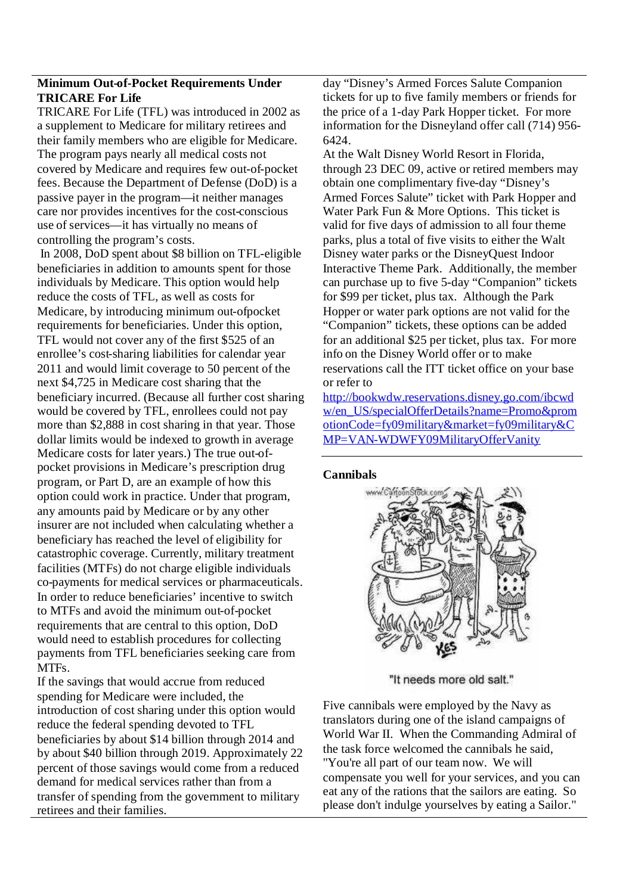**Minimum Out-of-Pocket Requirements Under TRICARE For Life**

TRICARE For Life (TFL) was introduced in 2002 as a supplement to Medicare for military retirees and their family members who are eligible for Medicare. The program pays nearly all medical costs not covered by Medicare and requires few out-of-pocket fees. Because the Department of Defense (DoD) is a passive payer in the program—it neither manages care nor provides incentives for the cost-conscious use of services—it has virtually no means of controlling the program's costs.

In 2008, DoD spent about $8 billion on TFL-eligible beneficiaries in addition to amounts spent for those individuals by Medicare. This option would help reduce the costs of TFL, as well as costs for Medicare, by introducing minimum out-ofpocket requirements for beneficiaries. Under this option, TFL would not cover any of the first $525 of an enrollee's cost-sharing liabilities for calendar year 2011 and would limit coverage to 50 percent of the next $4,725 in Medicare cost sharing that the beneficiary incurred. (Because all further cost sharing would be covered by TFL, enrollees could not pay more than $2,888 in cost sharing in that year. Those dollar limits would be indexed to growth in average Medicare costs for later years.) The true out-of-pocket provisions in Medicare's prescription drug program, or Part D, are an example of how this option could work in practice. Under that program, any amounts paid by Medicare or by any other insurer are not included when calculating whether a beneficiary has reached the level of eligibility for catastrophic coverage. Currently, military treatment facilities (MTFs) do not charge eligible individuals co-payments for medical services or pharmaceuticals. In order to reduce beneficiaries' incentive to switch to MTFs and avoid the minimum out-of-pocket requirements that are central to this option, DoD would need to establish procedures for collecting payments from TFL beneficiaries seeking care from MTFs.

If the savings that would accrue from reduced spending for Medicare were included, the introduction of cost sharing under this option would reduce the federal spending devoted to TFL beneficiaries by about $14 billion through 2014 and by about $40 billion through 2019. Approximately 22 percent of those savings would come from a reduced demand for medical services rather than from a transfer of spending from the government to military retirees and their families.

day "Disney's Armed Forces Salute Companion tickets for up to five family members or friends for the price of a 1-day Park Hopper ticket. For more information for the Disneyland offer call (714) 956-6424.

At the Walt Disney World Resort in Florida, through 23 DEC 09, active or retired members may obtain one complimentary five-day "Disney's Armed Forces Salute" ticket with Park Hopper and Water Park Fun & More Options. This ticket is valid for five days of admission to all four theme parks, plus a total of five visits to either the Walt Disney World water parks or the DisneyQuest Indoor Interactive Theme Park. Additionally, the member can purchase up to five 5-day "Companion" tickets for $99 per ticket, plus tax. Although the Park Hopper or water park options are not valid for the "Companion" tickets, these options can be added for an additional $25 per ticket, plus tax. For more info on the Disney World offer or to make reservations call the ITT ticket office on your base or refer to http://bookwdw.reservations.disney.go.com/ibcwdw/en_US/specialOfferDetails?name=Promo&promotionCode=fy09military&market=fy09military&CMP=VAN-WDWFY09MilitaryOfferVanity

**Cannibals**

"It needs more old salt."

Five cannibals were employed by the Navy as translators during one of the island campaigns of World War II. When the Commanding Admiral of the task force welcomed the cannibals he said, "You're all part of our team now. We will compensate you well for your services, and you can eat any of the rations that the sailors are eating. So please don't indulge yourselves by eating a Sailor."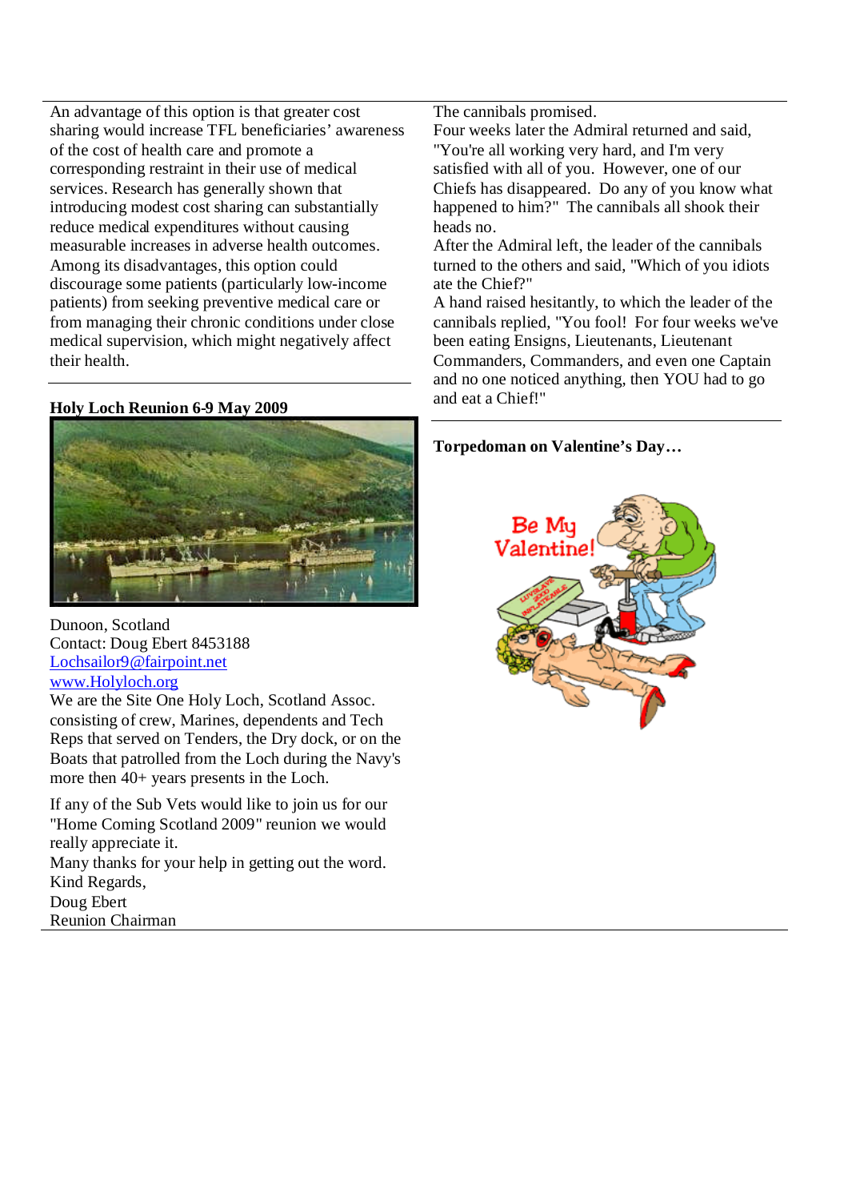An advantage of this option is that greater cost sharing would increase TFL beneficiaries' awareness of the cost of health care and promote a corresponding restraint in their use of medical services. Research has generally shown that introducing modest cost sharing can substantially reduce medical expenditures without causing measurable increases in adverse health outcomes. Among its disadvantages, this option could discourage some patients (particularly low-income patients) from seeking preventive medical care or from managing their chronic conditions under close medical supervision, which might negatively affect their health.

**Holy Loch Reunion 6-9 May 2009**

Dunoon, Scotland
Contact: Doug Ebert 8453188
[Lochsailor9@fairpoint.net](mailto:Lochsailor9@fairpoint.net)
[www.Holyloch.org](http://www.Holyloch.org)
We are the Site One Holy Loch, Scotland Assoc. consisting of crew, Marines, dependents and Tech Reps that served on Tenders, the Dry dock, or on the Boats that patrolled from the Loch during the Navy's more then 40+ years presents in the Loch.

If any of the Sub Vets would like to join us for our "Home Coming Scotland 2009" reunion we would really appreciate it.
Many thanks for your help in getting out the word.
Kind Regards,
Doug Ebert
Reunion Chairman

The cannibals promised.
Four weeks later the Admiral returned and said, "You're all working very hard, and I'm very satisfied with all of you. However, one of our Chiefs has disappeared. Do any of you know what happened to him?" The cannibals all shook their heads no.
After the Admiral left, the leader of the cannibals turned to the others and said, "Which of you idiots ate the Chief?"
A hand raised hesitantly, to which the leader of the cannibals replied, "You fool! For four weeks we've been eating Ensigns, Lieutenants, Lieutenant Commanders, Commanders, and even one Captain and no one noticed anything, then YOU had to go and eat a Chief!"

**Torpedoman on Valentine's Day…**